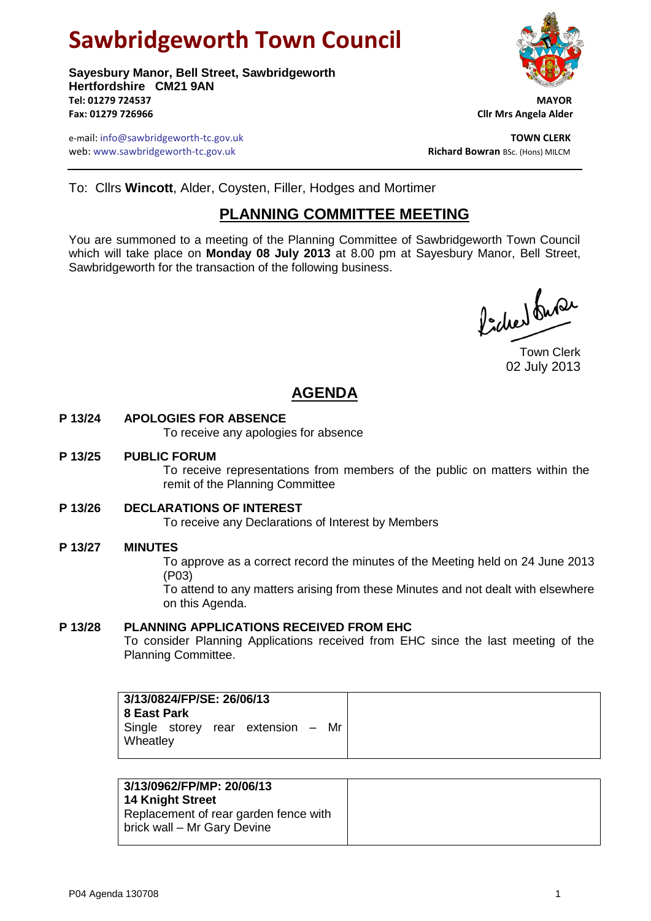# Sawbridgeworth Town Council

**Sayesbury Manor, Bell Street, Sawbridgeworth**
**Hertfordshire CM21 9AN**
**Tel: 01279 724537**
**Fax: 01279 726966**

e-mail: info@sawbridgeworth-tc.gov.uk
web: www.sawbridgeworth-tc.gov.uk

**MAYOR**
**Cllr Mrs Angela Alder**

**TOWN CLERK**
**Richard Bowran** BSc. (Hons) MILCM

To: Cllrs **Wincott**, Alder, Coysten, Filler, Hodges and Mortimer

## PLANNING COMMITTEE MEETING

You are summoned to a meeting of the Planning Committee of Sawbridgeworth Town Council which will take place on **Monday 08 July 2013** at 8.00 pm at Sayesbury Manor, Bell Street, Sawbridgeworth for the transaction of the following business.

Town Clerk
02 July 2013

## AGENDA

**P 13/24 APOLOGIES FOR ABSENCE**
To receive any apologies for absence

**P 13/25 PUBLIC FORUM**
To receive representations from members of the public on matters within the remit of the Planning Committee

**P 13/26 DECLARATIONS OF INTEREST**
To receive any Declarations of Interest by Members

**P 13/27 MINUTES**
To approve as a correct record the minutes of the Meeting held on 24 June 2013 (P03)
To attend to any matters arising from these Minutes and not dealt with elsewhere on this Agenda.

**P 13/28 PLANNING APPLICATIONS RECEIVED FROM EHC**
To consider Planning Applications received from EHC since the last meeting of the Planning Committee.

| **3/13/0824/FP/SE: 26/06/13**<br>**8 East Park**<br>Single storey rear extension – Mr Wheatley | |
|---|---|

| **3/13/0962/FP/MP: 20/06/13**<br>**14 Knight Street**<br>Replacement of rear garden fence with brick wall – Mr Gary Devine | |
|---|---|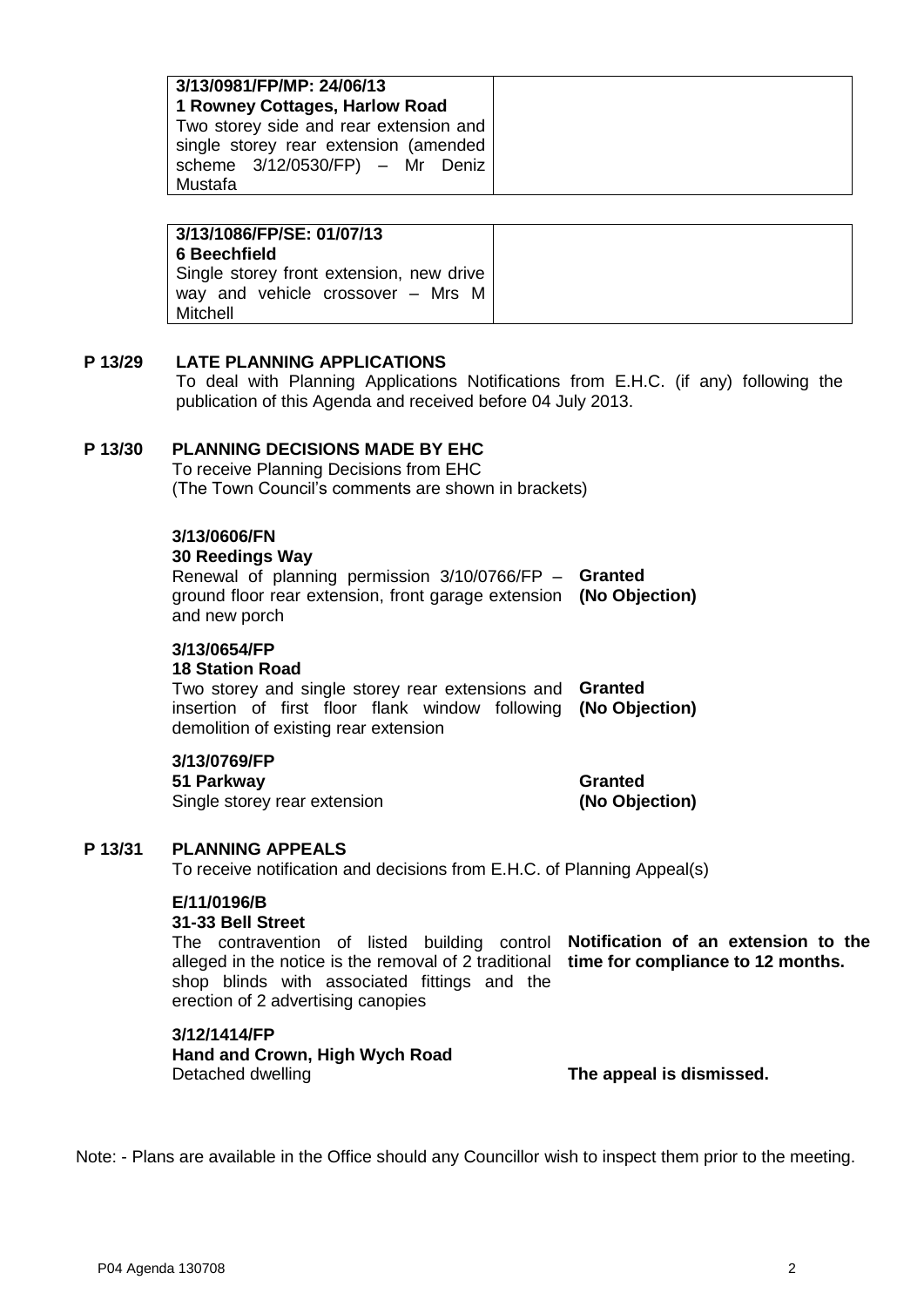| | |
|---|---|
| **3/13/0981/FP/MP: 24/06/13**<br>**1 Rowney Cottages, Harlow Road**<br>Two storey side and rear extension and single storey rear extension (amended scheme 3/12/0530/FP) – Mr Deniz Mustafa | |

| | |
|---|---|
| **3/13/1086/FP/SE: 01/07/13**<br>**6 Beechfield**<br>Single storey front extension, new drive way and vehicle crossover – Mrs M Mitchell | |

**P 13/29 LATE PLANNING APPLICATIONS**

To deal with Planning Applications Notifications from E.H.C. (if any) following the publication of this Agenda and received before 04 July 2013.

**P 13/30 PLANNING DECISIONS MADE BY EHC**

To receive Planning Decisions from EHC
(The Town Council's comments are shown in brackets)

**3/13/0606/FN**
**30 Reedings Way**
Renewal of planning permission 3/10/0766/FP – ground floor rear extension, front garage extension and new porch — **Granted (No Objection)**

**3/13/0654/FP**
**18 Station Road**
Two storey and single storey rear extensions and insertion of first floor flank window following demolition of existing rear extension — **Granted (No Objection)**

**3/13/0769/FP**
**51 Parkway**
Single storey rear extension — **Granted (No Objection)**

**P 13/31 PLANNING APPEALS**

To receive notification and decisions from E.H.C. of Planning Appeal(s)

**E/11/0196/B**
**31-33 Bell Street**
The contravention of listed building control alleged in the notice is the removal of 2 traditional shop blinds with associated fittings and the erection of 2 advertising canopies — **Notification of an extension to the time for compliance to 12 months.**

**3/12/1414/FP**
**Hand and Crown, High Wych Road**
Detached dwelling — **The appeal is dismissed.**

Note: - Plans are available in the Office should any Councillor wish to inspect them prior to the meeting.